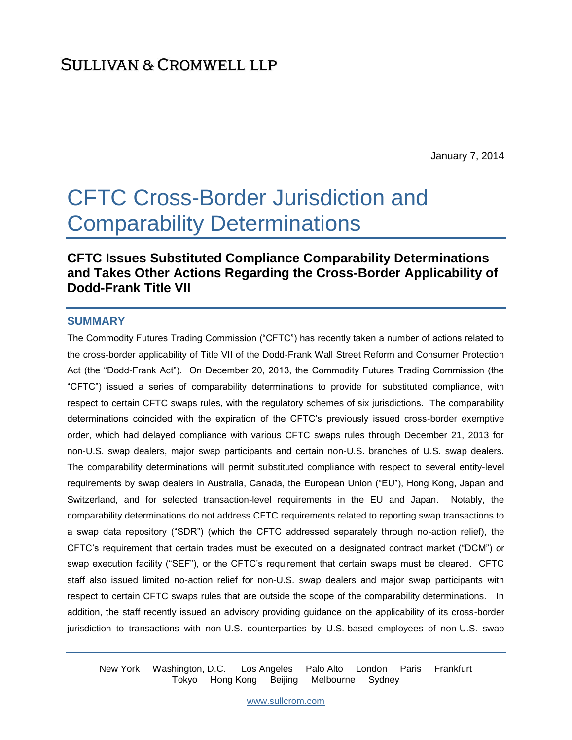SULLIVAN & CROMWELL LLP

January 7, 2014

# CFTC Cross-Border Jurisdiction and Comparability Determinations

## CFTC Issues Substituted Compliance Comparability Determinations and Takes Other Actions Regarding the Cross-Border Applicability of Dodd-Frank Title VII

### SUMMARY

The Commodity Futures Trading Commission ("CFTC") has recently taken a number of actions related to the cross-border applicability of Title VII of the Dodd-Frank Wall Street Reform and Consumer Protection Act (the "Dodd-Frank Act"). On December 20, 2013, the Commodity Futures Trading Commission (the "CFTC") issued a series of comparability determinations to provide for substituted compliance, with respect to certain CFTC swaps rules, with the regulatory schemes of six jurisdictions. The comparability determinations coincided with the expiration of the CFTC's previously issued cross-border exemptive order, which had delayed compliance with various CFTC swaps rules through December 21, 2013 for non-U.S. swap dealers, major swap participants and certain non-U.S. branches of U.S. swap dealers. The comparability determinations will permit substituted compliance with respect to several entity-level requirements by swap dealers in Australia, Canada, the European Union ("EU"), Hong Kong, Japan and Switzerland, and for selected transaction-level requirements in the EU and Japan. Notably, the comparability determinations do not address CFTC requirements related to reporting swap transactions to a swap data repository ("SDR") (which the CFTC addressed separately through no-action relief), the CFTC's requirement that certain trades must be executed on a designated contract market ("DCM") or swap execution facility ("SEF"), or the CFTC's requirement that certain swaps must be cleared. CFTC staff also issued limited no-action relief for non-U.S. swap dealers and major swap participants with respect to certain CFTC swaps rules that are outside the scope of the comparability determinations. In addition, the staff recently issued an advisory providing guidance on the applicability of its cross-border jurisdiction to transactions with non-U.S. counterparties by U.S.-based employees of non-U.S. swap

New York Washington, D.C. Los Angeles Palo Alto London Paris Frankfurt Tokyo Hong Kong Beijing Melbourne Sydney

www.sullcrom.com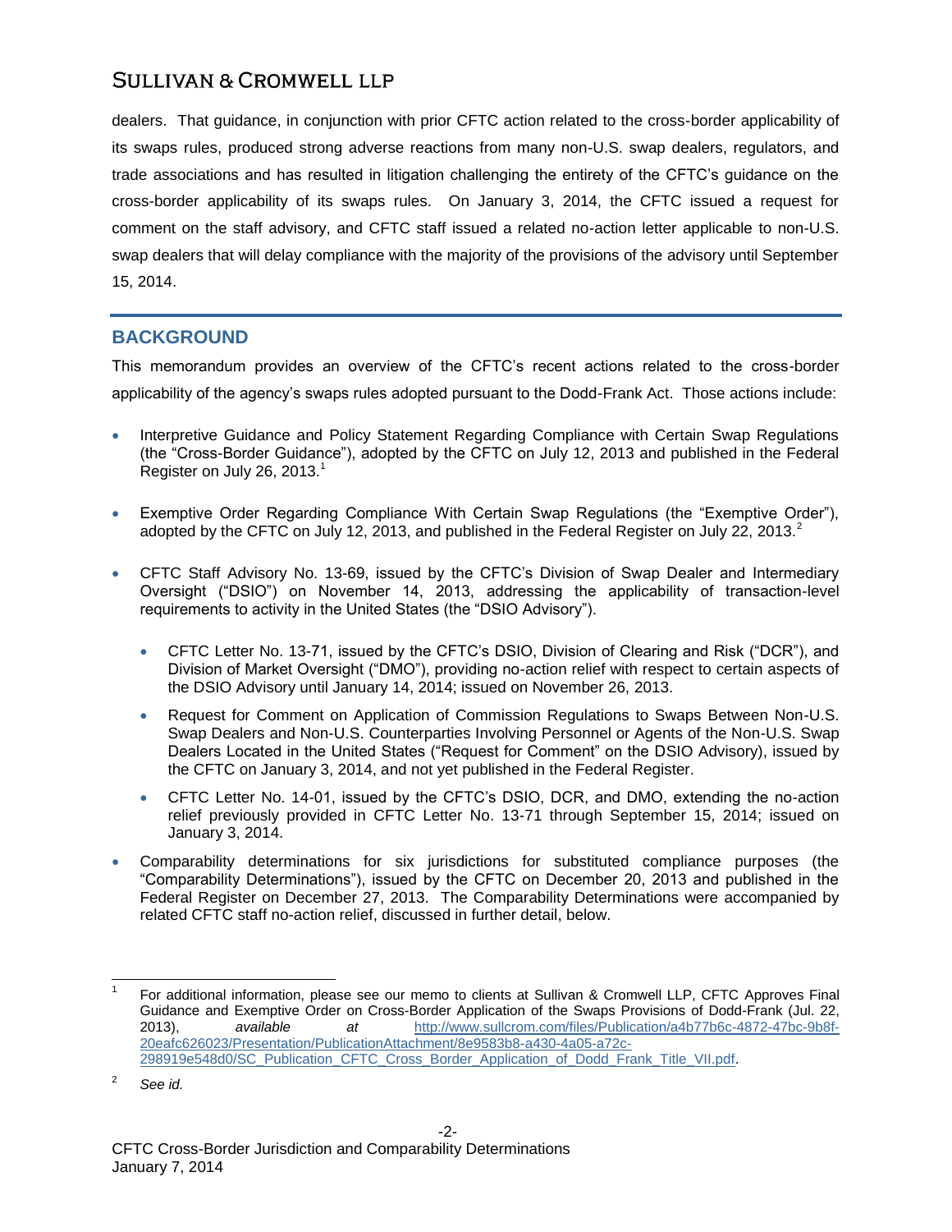dealers. That guidance, in conjunction with prior CFTC action related to the cross-border applicability of its swaps rules, produced strong adverse reactions from many non-U.S. swap dealers, regulators, and trade associations and has resulted in litigation challenging the entirety of the CFTC's guidance on the cross-border applicability of its swaps rules. On January 3, 2014, the CFTC issued a request for comment on the staff advisory, and CFTC staff issued a related no-action letter applicable to non-U.S. swap dealers that will delay compliance with the majority of the provisions of the advisory until September 15, 2014.

## BACKGROUND

This memorandum provides an overview of the CFTC's recent actions related to the cross-border applicability of the agency's swaps rules adopted pursuant to the Dodd-Frank Act. Those actions include:

- Interpretive Guidance and Policy Statement Regarding Compliance with Certain Swap Regulations (the "Cross-Border Guidance"), adopted by the CFTC on July 12, 2013 and published in the Federal Register on July 26, 2013.[1]
- Exemptive Order Regarding Compliance With Certain Swap Regulations (the "Exemptive Order"), adopted by the CFTC on July 12, 2013, and published in the Federal Register on July 22, 2013.[2]
- CFTC Staff Advisory No. 13-69, issued by the CFTC's Division of Swap Dealer and Intermediary Oversight ("DSIO") on November 14, 2013, addressing the applicability of transaction-level requirements to activity in the United States (the "DSIO Advisory").
  - CFTC Letter No. 13-71, issued by the CFTC's DSIO, Division of Clearing and Risk ("DCR"), and Division of Market Oversight ("DMO"), providing no-action relief with respect to certain aspects of the DSIO Advisory until January 14, 2014; issued on November 26, 2013.
  - Request for Comment on Application of Commission Regulations to Swaps Between Non-U.S. Swap Dealers and Non-U.S. Counterparties Involving Personnel or Agents of the Non-U.S. Swap Dealers Located in the United States ("Request for Comment" on the DSIO Advisory), issued by the CFTC on January 3, 2014, and not yet published in the Federal Register.
  - CFTC Letter No. 14-01, issued by the CFTC's DSIO, DCR, and DMO, extending the no-action relief previously provided in CFTC Letter No. 13-71 through September 15, 2014; issued on January 3, 2014.
- Comparability determinations for six jurisdictions for substituted compliance purposes (the "Comparability Determinations"), issued by the CFTC on December 20, 2013 and published in the Federal Register on December 27, 2013. The Comparability Determinations were accompanied by related CFTC staff no-action relief, discussed in further detail, below.

---

[1] For additional information, please see our memo to clients at Sullivan & Cromwell LLP, CFTC Approves Final Guidance and Exemptive Order on Cross-Border Application of the Swaps Provisions of Dodd-Frank (Jul. 22, 2013), *available at* http://www.sullcrom.com/files/Publication/a4b77b6c-4872-47bc-9b8f-20eafc626023/Presentation/PublicationAttachment/8e9583b8-a430-4a05-a72c-298919e548d0/SC_Publication_CFTC_Cross_Border_Application_of_Dodd_Frank_Title_VII.pdf.

[2] *See id.*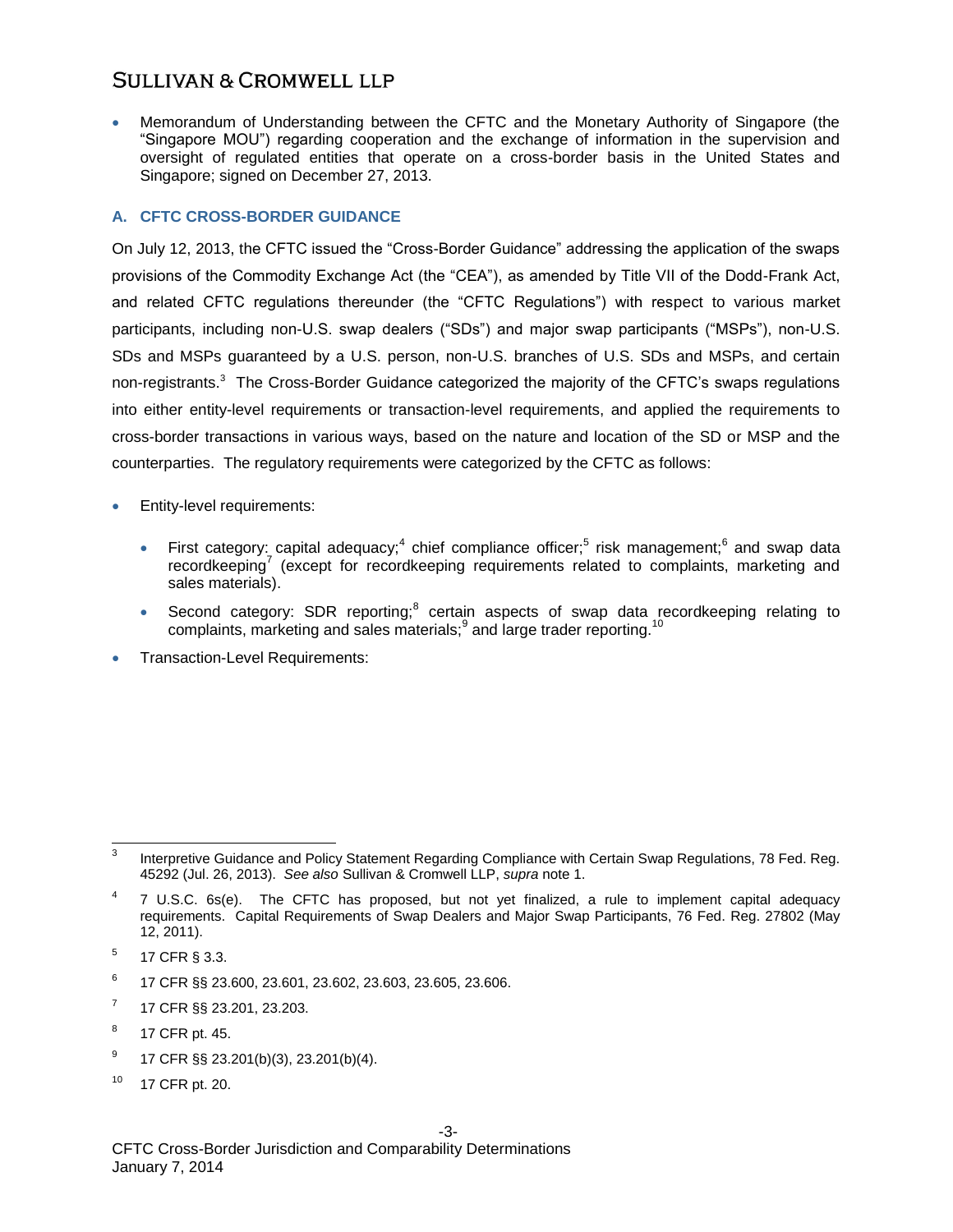- Memorandum of Understanding between the CFTC and the Monetary Authority of Singapore (the "Singapore MOU") regarding cooperation and the exchange of information in the supervision and oversight of regulated entities that operate on a cross-border basis in the United States and Singapore; signed on December 27, 2013.

### A. CFTC CROSS-BORDER GUIDANCE

On July 12, 2013, the CFTC issued the "Cross-Border Guidance" addressing the application of the swaps provisions of the Commodity Exchange Act (the "CEA"), as amended by Title VII of the Dodd-Frank Act, and related CFTC regulations thereunder (the "CFTC Regulations") with respect to various market participants, including non-U.S. swap dealers ("SDs") and major swap participants ("MSPs"), non-U.S. SDs and MSPs guaranteed by a U.S. person, non-U.S. branches of U.S. SDs and MSPs, and certain non-registrants.[3] The Cross-Border Guidance categorized the majority of the CFTC's swaps regulations into either entity-level requirements or transaction-level requirements, and applied the requirements to cross-border transactions in various ways, based on the nature and location of the SD or MSP and the counterparties. The regulatory requirements were categorized by the CFTC as follows:

- Entity-level requirements:
  - First category: capital adequacy;[4] chief compliance officer;[5] risk management;[6] and swap data recordkeeping[7] (except for recordkeeping requirements related to complaints, marketing and sales materials).
  - Second category: SDR reporting;[8] certain aspects of swap data recordkeeping relating to complaints, marketing and sales materials;[9] and large trader reporting.[10]
- Transaction-Level Requirements:

---

[3] Interpretive Guidance and Policy Statement Regarding Compliance with Certain Swap Regulations, 78 Fed. Reg. 45292 (Jul. 26, 2013). *See also* Sullivan & Cromwell LLP, *supra* note 1.

[4] 7 U.S.C. 6s(e). The CFTC has proposed, but not yet finalized, a rule to implement capital adequacy requirements. Capital Requirements of Swap Dealers and Major Swap Participants, 76 Fed. Reg. 27802 (May 12, 2011).

[5] 17 CFR § 3.3.

[6] 17 CFR §§ 23.600, 23.601, 23.602, 23.603, 23.605, 23.606.

[7] 17 CFR §§ 23.201, 23.203.

[8] 17 CFR pt. 45.

[9] 17 CFR §§ 23.201(b)(3), 23.201(b)(4).

[10] 17 CFR pt. 20.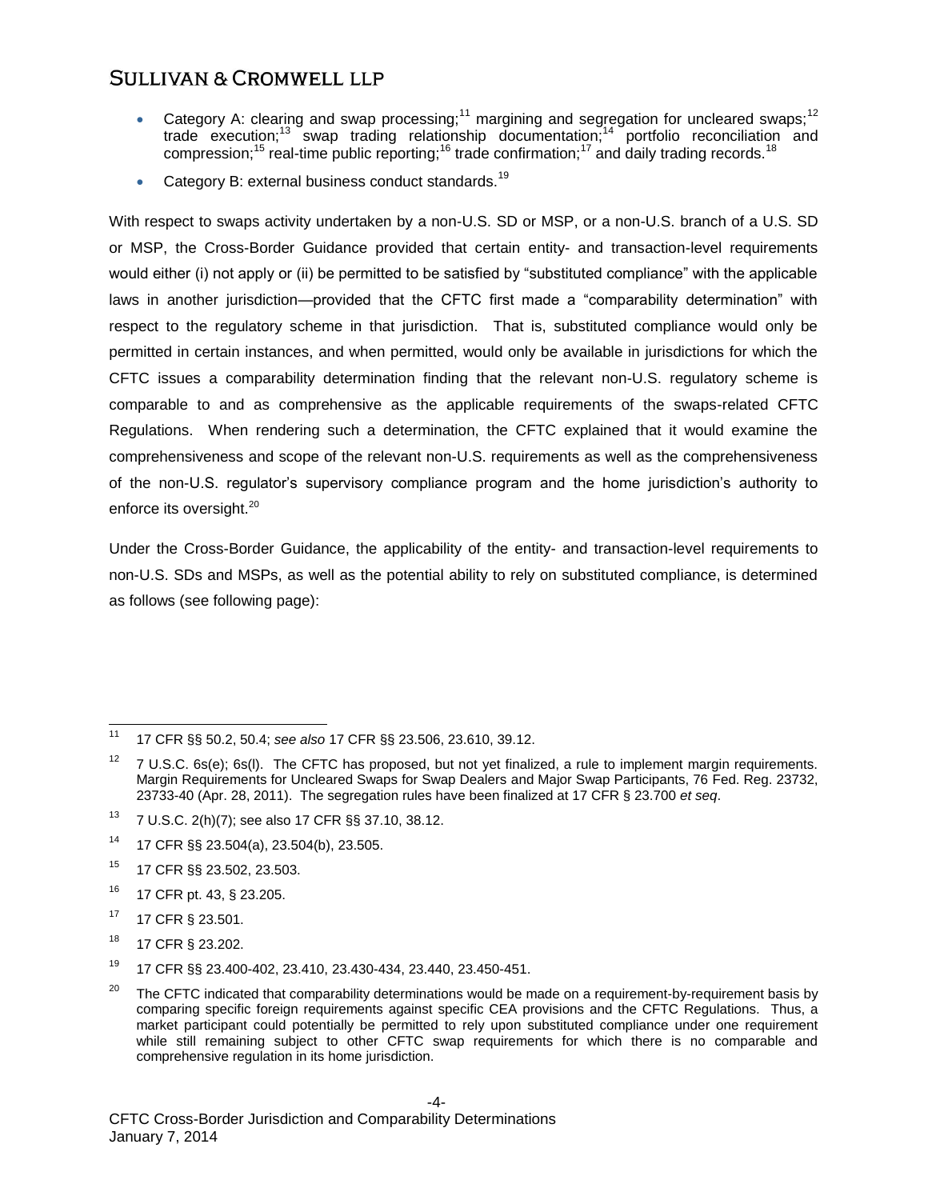- Category A: clearing and swap processing;[11] margining and segregation for uncleared swaps;[12] trade execution;[13] swap trading relationship documentation;[14] portfolio reconciliation and compression;[15] real-time public reporting;[16] trade confirmation;[17] and daily trading records.[18]
- Category B: external business conduct standards.[19]

With respect to swaps activity undertaken by a non-U.S. SD or MSP, or a non-U.S. branch of a U.S. SD or MSP, the Cross-Border Guidance provided that certain entity- and transaction-level requirements would either (i) not apply or (ii) be permitted to be satisfied by "substituted compliance" with the applicable laws in another jurisdiction—provided that the CFTC first made a "comparability determination" with respect to the regulatory scheme in that jurisdiction. That is, substituted compliance would only be permitted in certain instances, and when permitted, would only be available in jurisdictions for which the CFTC issues a comparability determination finding that the relevant non-U.S. regulatory scheme is comparable to and as comprehensive as the applicable requirements of the swaps-related CFTC Regulations. When rendering such a determination, the CFTC explained that it would examine the comprehensiveness and scope of the relevant non-U.S. requirements as well as the comprehensiveness of the non-U.S. regulator's supervisory compliance program and the home jurisdiction's authority to enforce its oversight.[20]

Under the Cross-Border Guidance, the applicability of the entity- and transaction-level requirements to non-U.S. SDs and MSPs, as well as the potential ability to rely on substituted compliance, is determined as follows (see following page):

---

[11] 17 CFR §§ 50.2, 50.4; *see also* 17 CFR §§ 23.506, 23.610, 39.12.

[12] 7 U.S.C. 6s(e); 6s(l). The CFTC has proposed, but not yet finalized, a rule to implement margin requirements. Margin Requirements for Uncleared Swaps for Swap Dealers and Major Swap Participants, 76 Fed. Reg. 23732, 23733-40 (Apr. 28, 2011). The segregation rules have been finalized at 17 CFR § 23.700 *et seq*.

[13] 7 U.S.C. 2(h)(7); see also 17 CFR §§ 37.10, 38.12.

[14] 17 CFR §§ 23.504(a), 23.504(b), 23.505.

[15] 17 CFR §§ 23.502, 23.503.

[16] 17 CFR pt. 43, § 23.205.

[17] 17 CFR § 23.501.

[18] 17 CFR § 23.202.

[19] 17 CFR §§ 23.400-402, 23.410, 23.430-434, 23.440, 23.450-451.

[20] The CFTC indicated that comparability determinations would be made on a requirement-by-requirement basis by comparing specific foreign requirements against specific CEA provisions and the CFTC Regulations. Thus, a market participant could potentially be permitted to rely upon substituted compliance under one requirement while still remaining subject to other CFTC swap requirements for which there is no comparable and comprehensive regulation in its home jurisdiction.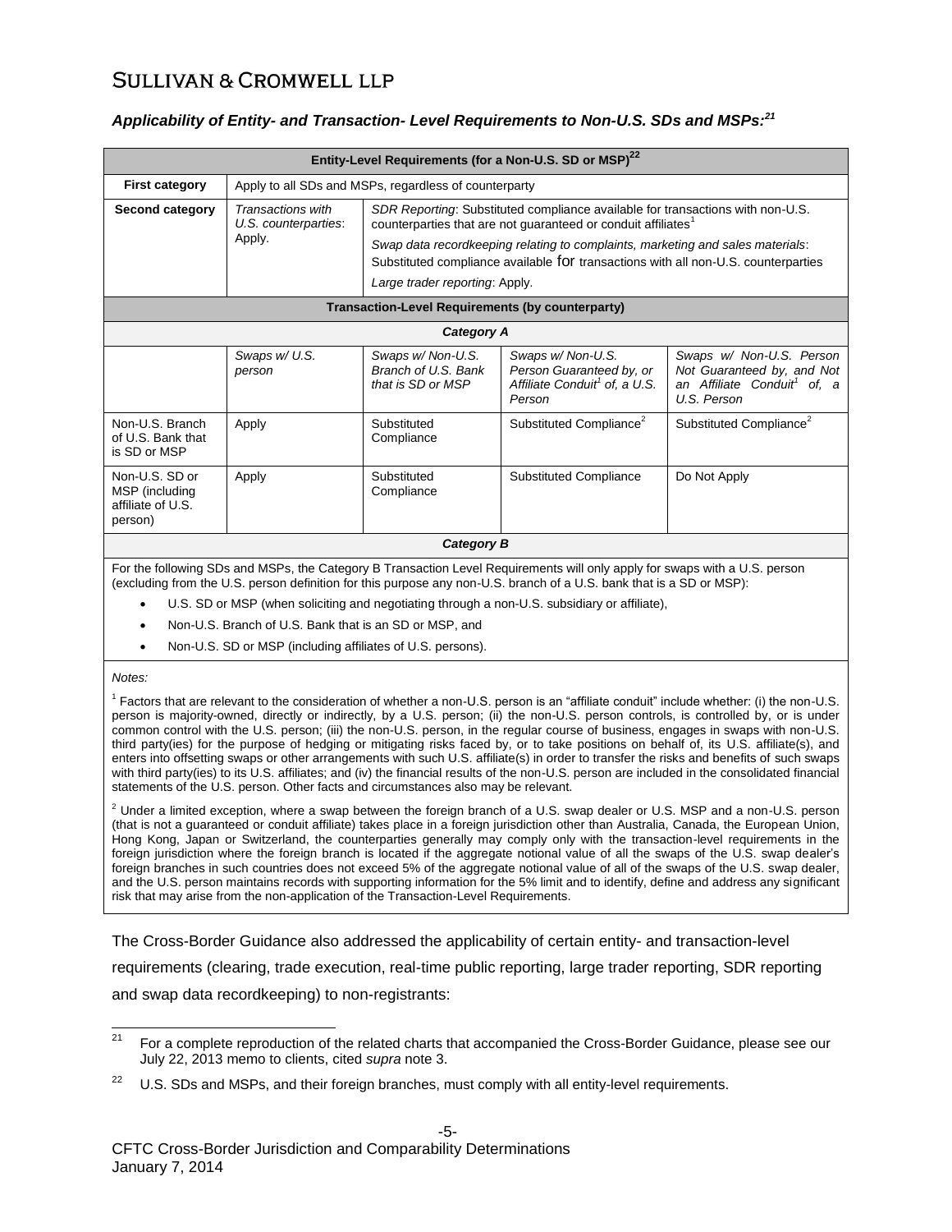### *Applicability of Entity- and Transaction- Level Requirements to Non-U.S. SDs and MSPs:*[21]

| Entity-Level Requirements (for a Non-U.S. SD or MSP)[22] | | | | |
|---|---|---|---|---|
| **First category** | Apply to all SDs and MSPs, regardless of counterparty | | | |
| **Second category** | *Transactions with U.S. counterparties*: Apply. | *SDR Reporting*: Substituted compliance available for transactions with non-U.S. counterparties that are not guaranteed or conduit affiliates[1] <br> *Swap data recordkeeping relating to complaints, marketing and sales materials*: Substituted compliance available for transactions with all non-U.S. counterparties <br> *Large trader reporting*: Apply. | | |
| **Transaction-Level Requirements (by counterparty)** | | | | |
| ***Category A*** | | | | |
| | *Swaps w/ U.S. person* | *Swaps w/ Non-U.S. Branch of U.S. Bank that is SD or MSP* | *Swaps w/ Non-U.S. Person Guaranteed by, or Affiliate Conduit[1] of, a U.S. Person* | *Swaps w/ Non-U.S. Person Not Guaranteed by, and Not an Affiliate Conduit[1] of, a U.S. Person* |
| Non-U.S. Branch of U.S. Bank that is SD or MSP | Apply | Substituted Compliance | Substituted Compliance[2] | Substituted Compliance[2] |
| Non-U.S. SD or MSP (including affiliate of U.S. person) | Apply | Substituted Compliance | Substituted Compliance | Do Not Apply |
| ***Category B*** | | | | |

For the following SDs and MSPs, the Category B Transaction Level Requirements will only apply for swaps with a U.S. person (excluding from the U.S. person definition for this purpose any non-U.S. branch of a U.S. bank that is a SD or MSP):

- U.S. SD or MSP (when soliciting and negotiating through a non-U.S. subsidiary or affiliate),
- Non-U.S. Branch of U.S. Bank that is an SD or MSP, and
- Non-U.S. SD or MSP (including affiliates of U.S. persons).

*Notes:*

[1] Factors that are relevant to the consideration of whether a non-U.S. person is an "affiliate conduit" include whether: (i) the non-U.S. person is majority-owned, directly or indirectly, by a U.S. person; (ii) the non-U.S. person controls, is controlled by, or is under common control with the U.S. person; (iii) the non-U.S. person, in the regular course of business, engages in swaps with non-U.S. third party(ies) for the purpose of hedging or mitigating risks faced by, or to take positions on behalf of, its U.S. affiliate(s), and enters into offsetting swaps or other arrangements with such U.S. affiliate(s) in order to transfer the risks and benefits of such swaps with third party(ies) to its U.S. affiliates; and (iv) the financial results of the non-U.S. person are included in the consolidated financial statements of the U.S. person. Other facts and circumstances also may be relevant.

[2] Under a limited exception, where a swap between the foreign branch of a U.S. swap dealer or U.S. MSP and a non-U.S. person (that is not a guaranteed or conduit affiliate) takes place in a foreign jurisdiction other than Australia, Canada, the European Union, Hong Kong, Japan or Switzerland, the counterparties generally may comply only with the transaction-level requirements in the foreign jurisdiction where the foreign branch is located if the aggregate notional value of all the swaps of the U.S. swap dealer's foreign branches in such countries does not exceed 5% of the aggregate notional value of all of the swaps of the U.S. swap dealer, and the U.S. person maintains records with supporting information for the 5% limit and to identify, define and address any significant risk that may arise from the non-application of the Transaction-Level Requirements.

The Cross-Border Guidance also addressed the applicability of certain entity- and transaction-level requirements (clearing, trade execution, real-time public reporting, large trader reporting, SDR reporting and swap data recordkeeping) to non-registrants:

---

[21] For a complete reproduction of the related charts that accompanied the Cross-Border Guidance, please see our July 22, 2013 memo to clients, cited *supra* note 3.

[22] U.S. SDs and MSPs, and their foreign branches, must comply with all entity-level requirements.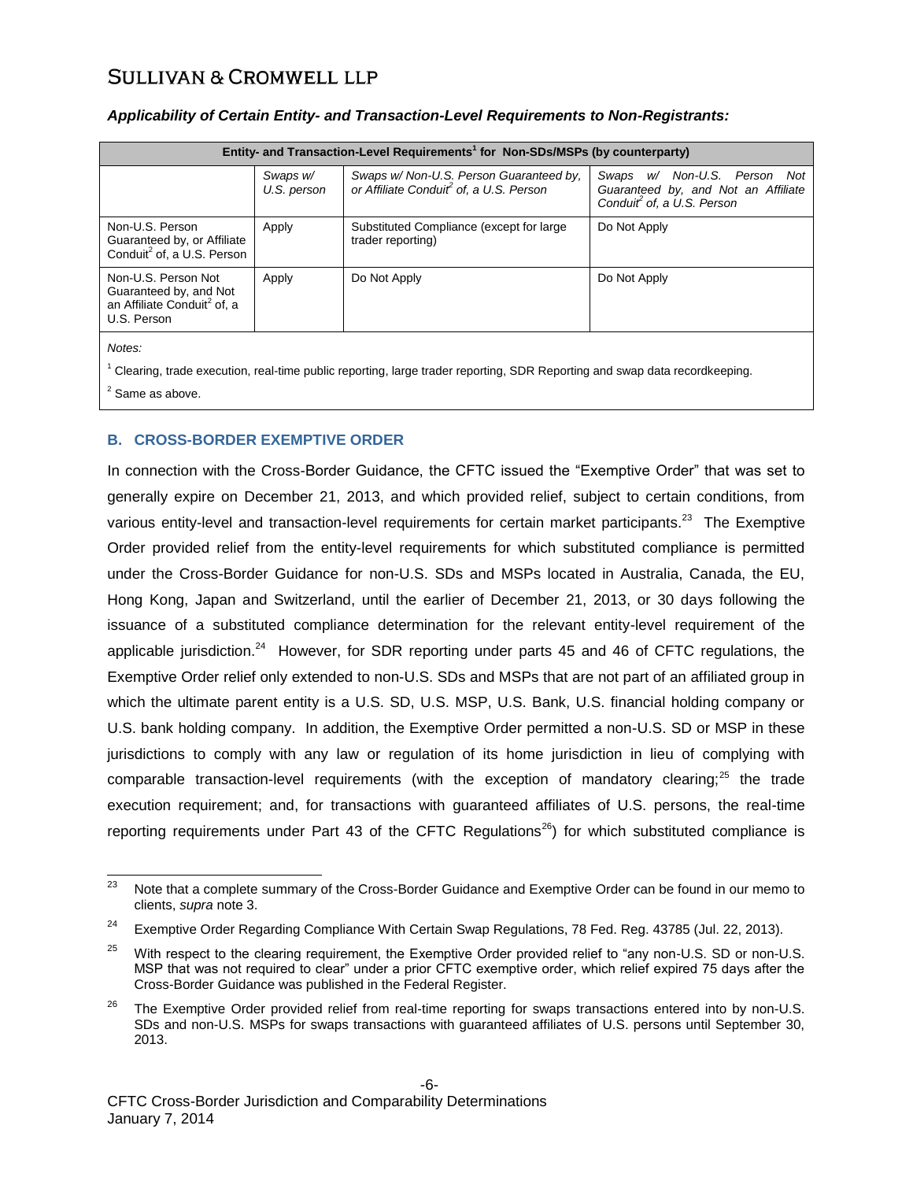*Applicability of Certain Entity- and Transaction-Level Requirements to Non-Registrants:*

| Entity- and Transaction-Level Requirements[1] for Non-SDs/MSPs (by counterparty) | | | |
|---|---|---|---|
| | *Swaps w/ U.S. person* | *Swaps w/ Non-U.S. Person Guaranteed by, or Affiliate Conduit[2] of, a U.S. Person* | *Swaps w/ Non-U.S. Person Not Guaranteed by, and Not an Affiliate Conduit[2] of, a U.S. Person* |
| Non-U.S. Person Guaranteed by, or Affiliate Conduit[2] of, a U.S. Person | Apply | Substituted Compliance (except for large trader reporting) | Do Not Apply |
| Non-U.S. Person Not Guaranteed by, and Not an Affiliate Conduit[2] of, a U.S. Person | Apply | Do Not Apply | Do Not Apply |

*Notes:*

[1] Clearing, trade execution, real-time public reporting, large trader reporting, SDR Reporting and swap data recordkeeping.

[2] Same as above.

## B. CROSS-BORDER EXEMPTIVE ORDER

In connection with the Cross-Border Guidance, the CFTC issued the "Exemptive Order" that was set to generally expire on December 21, 2013, and which provided relief, subject to certain conditions, from various entity-level and transaction-level requirements for certain market participants.[23] The Exemptive Order provided relief from the entity-level requirements for which substituted compliance is permitted under the Cross-Border Guidance for non-U.S. SDs and MSPs located in Australia, Canada, the EU, Hong Kong, Japan and Switzerland, until the earlier of December 21, 2013, or 30 days following the issuance of a substituted compliance determination for the relevant entity-level requirement of the applicable jurisdiction.[24] However, for SDR reporting under parts 45 and 46 of CFTC regulations, the Exemptive Order relief only extended to non-U.S. SDs and MSPs that are not part of an affiliated group in which the ultimate parent entity is a U.S. SD, U.S. MSP, U.S. Bank, U.S. financial holding company or U.S. bank holding company. In addition, the Exemptive Order permitted a non-U.S. SD or MSP in these jurisdictions to comply with any law or regulation of its home jurisdiction in lieu of complying with comparable transaction-level requirements (with the exception of mandatory clearing;[25] the trade execution requirement; and, for transactions with guaranteed affiliates of U.S. persons, the real-time reporting requirements under Part 43 of the CFTC Regulations[26]) for which substituted compliance is

[23] Note that a complete summary of the Cross-Border Guidance and Exemptive Order can be found in our memo to clients, *supra* note 3.

[24] Exemptive Order Regarding Compliance With Certain Swap Regulations, 78 Fed. Reg. 43785 (Jul. 22, 2013).

[25] With respect to the clearing requirement, the Exemptive Order provided relief to "any non-U.S. SD or non-U.S. MSP that was not required to clear" under a prior CFTC exemptive order, which relief expired 75 days after the Cross-Border Guidance was published in the Federal Register.

[26] The Exemptive Order provided relief from real-time reporting for swaps transactions entered into by non-U.S. SDs and non-U.S. MSPs for swaps transactions with guaranteed affiliates of U.S. persons until September 30, 2013.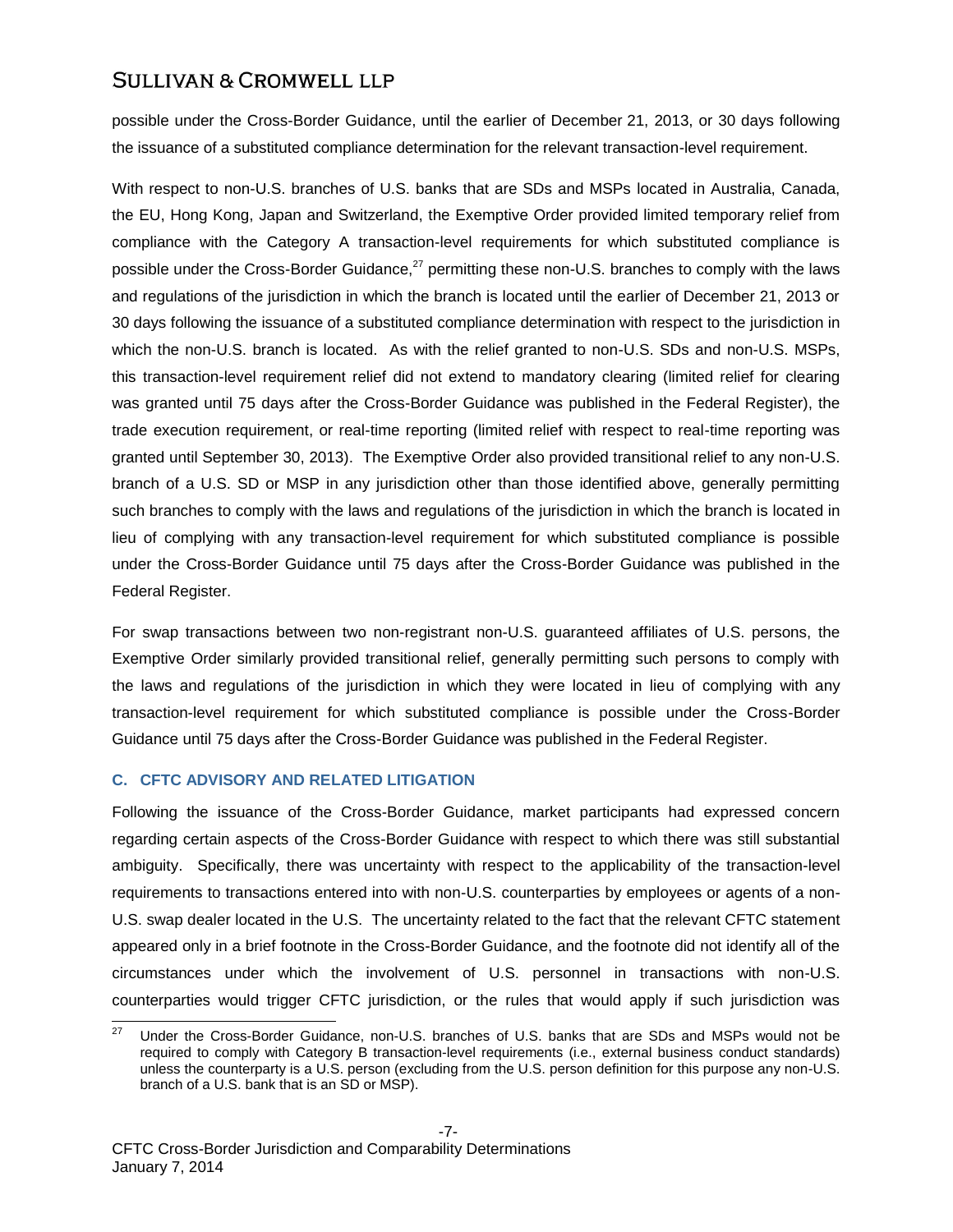possible under the Cross-Border Guidance, until the earlier of December 21, 2013, or 30 days following the issuance of a substituted compliance determination for the relevant transaction-level requirement.

With respect to non-U.S. branches of U.S. banks that are SDs and MSPs located in Australia, Canada, the EU, Hong Kong, Japan and Switzerland, the Exemptive Order provided limited temporary relief from compliance with the Category A transaction-level requirements for which substituted compliance is possible under the Cross-Border Guidance,[27] permitting these non-U.S. branches to comply with the laws and regulations of the jurisdiction in which the branch is located until the earlier of December 21, 2013 or 30 days following the issuance of a substituted compliance determination with respect to the jurisdiction in which the non-U.S. branch is located. As with the relief granted to non-U.S. SDs and non-U.S. MSPs, this transaction-level requirement relief did not extend to mandatory clearing (limited relief for clearing was granted until 75 days after the Cross-Border Guidance was published in the Federal Register), the trade execution requirement, or real-time reporting (limited relief with respect to real-time reporting was granted until September 30, 2013). The Exemptive Order also provided transitional relief to any non-U.S. branch of a U.S. SD or MSP in any jurisdiction other than those identified above, generally permitting such branches to comply with the laws and regulations of the jurisdiction in which the branch is located in lieu of complying with any transaction-level requirement for which substituted compliance is possible under the Cross-Border Guidance until 75 days after the Cross-Border Guidance was published in the Federal Register.

For swap transactions between two non-registrant non-U.S. guaranteed affiliates of U.S. persons, the Exemptive Order similarly provided transitional relief, generally permitting such persons to comply with the laws and regulations of the jurisdiction in which they were located in lieu of complying with any transaction-level requirement for which substituted compliance is possible under the Cross-Border Guidance until 75 days after the Cross-Border Guidance was published in the Federal Register.

### C. CFTC ADVISORY AND RELATED LITIGATION

Following the issuance of the Cross-Border Guidance, market participants had expressed concern regarding certain aspects of the Cross-Border Guidance with respect to which there was still substantial ambiguity. Specifically, there was uncertainty with respect to the applicability of the transaction-level requirements to transactions entered into with non-U.S. counterparties by employees or agents of a non-U.S. swap dealer located in the U.S. The uncertainty related to the fact that the relevant CFTC statement appeared only in a brief footnote in the Cross-Border Guidance, and the footnote did not identify all of the circumstances under which the involvement of U.S. personnel in transactions with non-U.S. counterparties would trigger CFTC jurisdiction, or the rules that would apply if such jurisdiction was

---

[27] Under the Cross-Border Guidance, non-U.S. branches of U.S. banks that are SDs and MSPs would not be required to comply with Category B transaction-level requirements (i.e., external business conduct standards) unless the counterparty is a U.S. person (excluding from the U.S. person definition for this purpose any non-U.S. branch of a U.S. bank that is an SD or MSP).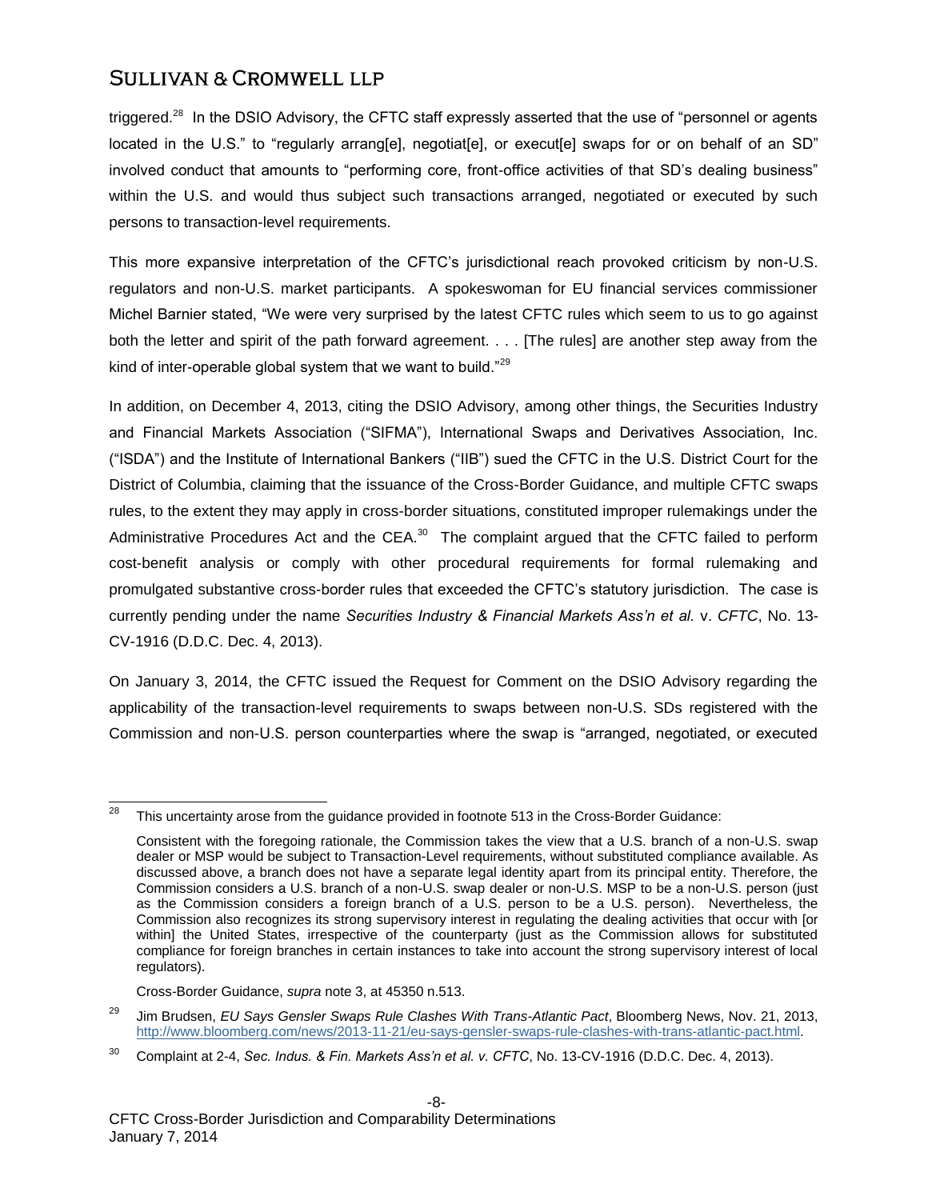triggered.[28] In the DSIO Advisory, the CFTC staff expressly asserted that the use of "personnel or agents located in the U.S." to "regularly arrang[e], negotiat[e], or execut[e] swaps for or on behalf of an SD" involved conduct that amounts to "performing core, front-office activities of that SD's dealing business" within the U.S. and would thus subject such transactions arranged, negotiated or executed by such persons to transaction-level requirements.

This more expansive interpretation of the CFTC's jurisdictional reach provoked criticism by non-U.S. regulators and non-U.S. market participants. A spokeswoman for EU financial services commissioner Michel Barnier stated, "We were very surprised by the latest CFTC rules which seem to us to go against both the letter and spirit of the path forward agreement. . . . [The rules] are another step away from the kind of inter-operable global system that we want to build."[29]

In addition, on December 4, 2013, citing the DSIO Advisory, among other things, the Securities Industry and Financial Markets Association ("SIFMA"), International Swaps and Derivatives Association, Inc. ("ISDA") and the Institute of International Bankers ("IIB") sued the CFTC in the U.S. District Court for the District of Columbia, claiming that the issuance of the Cross-Border Guidance, and multiple CFTC swaps rules, to the extent they may apply in cross-border situations, constituted improper rulemakings under the Administrative Procedures Act and the CEA.[30] The complaint argued that the CFTC failed to perform cost-benefit analysis or comply with other procedural requirements for formal rulemaking and promulgated substantive cross-border rules that exceeded the CFTC's statutory jurisdiction. The case is currently pending under the name *Securities Industry & Financial Markets Ass'n et al.* v. *CFTC*, No. 13-CV-1916 (D.D.C. Dec. 4, 2013).

On January 3, 2014, the CFTC issued the Request for Comment on the DSIO Advisory regarding the applicability of the transaction-level requirements to swaps between non-U.S. SDs registered with the Commission and non-U.S. person counterparties where the swap is "arranged, negotiated, or executed

---

[28] This uncertainty arose from the guidance provided in footnote 513 in the Cross-Border Guidance:

> Consistent with the foregoing rationale, the Commission takes the view that a U.S. branch of a non-U.S. swap dealer or MSP would be subject to Transaction-Level requirements, without substituted compliance available. As discussed above, a branch does not have a separate legal identity apart from its principal entity. Therefore, the Commission considers a U.S. branch of a non-U.S. swap dealer or non-U.S. MSP to be a non-U.S. person (just as the Commission considers a foreign branch of a U.S. person to be a U.S. person). Nevertheless, the Commission also recognizes its strong supervisory interest in regulating the dealing activities that occur with [or within] the United States, irrespective of the counterparty (just as the Commission allows for substituted compliance for foreign branches in certain instances to take into account the strong supervisory interest of local regulators).

Cross-Border Guidance, *supra* note 3, at 45350 n.513.

[29] Jim Brudsen, *EU Says Gensler Swaps Rule Clashes With Trans-Atlantic Pact*, Bloomberg News, Nov. 21, 2013, http://www.bloomberg.com/news/2013-11-21/eu-says-gensler-swaps-rule-clashes-with-trans-atlantic-pact.html.

[30] Complaint at 2-4, *Sec. Indus. & Fin. Markets Ass'n et al. v. CFTC*, No. 13-CV-1916 (D.D.C. Dec. 4, 2013).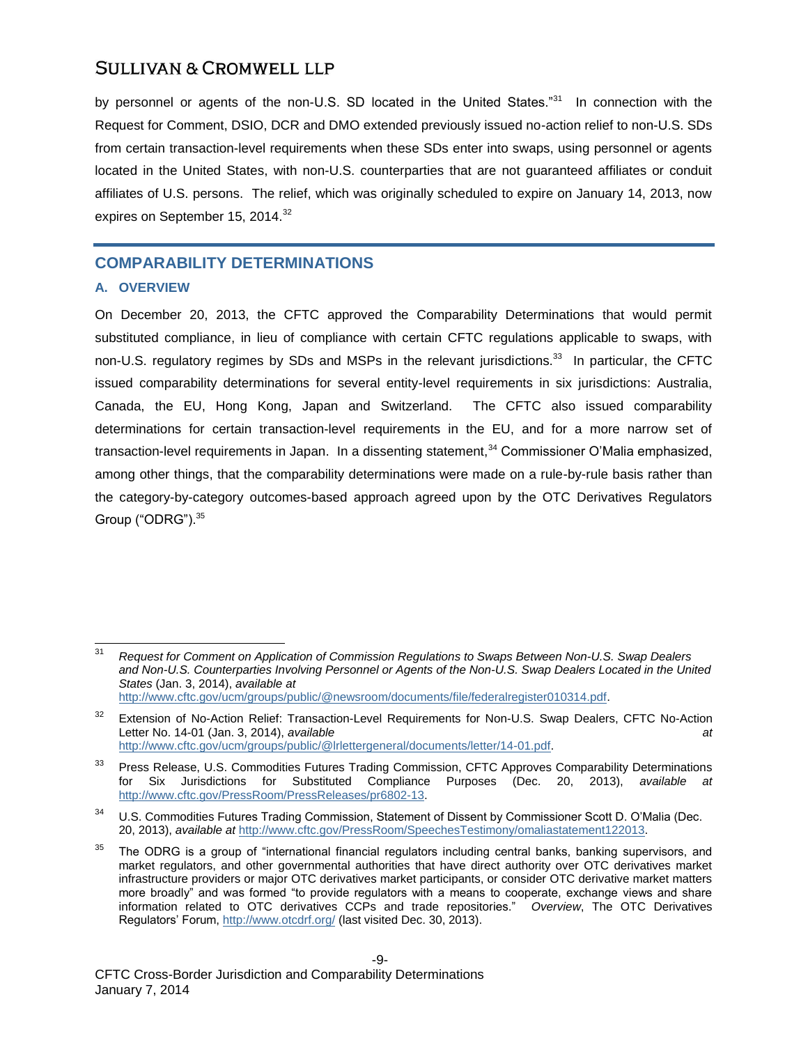by personnel or agents of the non-U.S. SD located in the United States."[31] In connection with the Request for Comment, DSIO, DCR and DMO extended previously issued no-action relief to non-U.S. SDs from certain transaction-level requirements when these SDs enter into swaps, using personnel or agents located in the United States, with non-U.S. counterparties that are not guaranteed affiliates or conduit affiliates of U.S. persons. The relief, which was originally scheduled to expire on January 14, 2013, now expires on September 15, 2014.[32]

## COMPARABILITY DETERMINATIONS

### A. OVERVIEW

On December 20, 2013, the CFTC approved the Comparability Determinations that would permit substituted compliance, in lieu of compliance with certain CFTC regulations applicable to swaps, with non-U.S. regulatory regimes by SDs and MSPs in the relevant jurisdictions.[33] In particular, the CFTC issued comparability determinations for several entity-level requirements in six jurisdictions: Australia, Canada, the EU, Hong Kong, Japan and Switzerland. The CFTC also issued comparability determinations for certain transaction-level requirements in the EU, and for a more narrow set of transaction-level requirements in Japan. In a dissenting statement,[34] Commissioner O'Malia emphasized, among other things, that the comparability determinations were made on a rule-by-rule basis rather than the category-by-category outcomes-based approach agreed upon by the OTC Derivatives Regulators Group ("ODRG").[35]

---

[31] *Request for Comment on Application of Commission Regulations to Swaps Between Non-U.S. Swap Dealers and Non-U.S. Counterparties Involving Personnel or Agents of the Non-U.S. Swap Dealers Located in the United States* (Jan. 3, 2014), *available at* http://www.cftc.gov/ucm/groups/public/@newsroom/documents/file/federalregister010314.pdf.

[32] Extension of No-Action Relief: Transaction-Level Requirements for Non-U.S. Swap Dealers, CFTC No-Action Letter No. 14-01 (Jan. 3, 2014), *available at* http://www.cftc.gov/ucm/groups/public/@lrlettergeneral/documents/letter/14-01.pdf.

[33] Press Release, U.S. Commodities Futures Trading Commission, CFTC Approves Comparability Determinations for Six Jurisdictions for Substituted Compliance Purposes (Dec. 20, 2013), *available at* http://www.cftc.gov/PressRoom/PressReleases/pr6802-13.

[34] U.S. Commodities Futures Trading Commission, Statement of Dissent by Commissioner Scott D. O'Malia (Dec. 20, 2013), *available at* http://www.cftc.gov/PressRoom/SpeechesTestimony/omaliastatement122013.

[35] The ODRG is a group of "international financial regulators including central banks, banking supervisors, and market regulators, and other governmental authorities that have direct authority over OTC derivatives market infrastructure providers or major OTC derivatives market participants, or consider OTC derivative market matters more broadly" and was formed "to provide regulators with a means to cooperate, exchange views and share information related to OTC derivatives CCPs and trade repositories." *Overview*, The OTC Derivatives Regulators' Forum, http://www.otcdrf.org/ (last visited Dec. 30, 2013).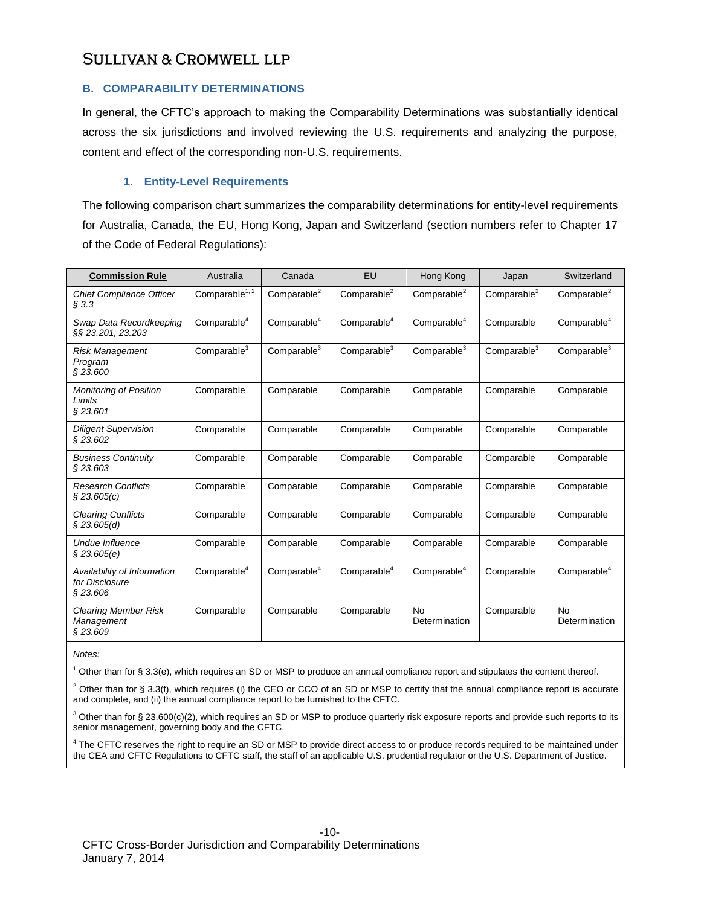## B. COMPARABILITY DETERMINATIONS

In general, the CFTC's approach to making the Comparability Determinations was substantially identical across the six jurisdictions and involved reviewing the U.S. requirements and analyzing the purpose, content and effect of the corresponding non-U.S. requirements.

### 1. Entity-Level Requirements

The following comparison chart summarizes the comparability determinations for entity-level requirements for Australia, Canada, the EU, Hong Kong, Japan and Switzerland (section numbers refer to Chapter 17 of the Code of Federal Regulations):

| **Commission Rule** | Australia | Canada | EU | Hong Kong | Japan | Switzerland |
|---|---|---|---|---|---|---|
| *Chief Compliance Officer § 3.3* | Comparable[1, 2] | Comparable[2] | Comparable[2] | Comparable[2] | Comparable[2] | Comparable[2] |
| *Swap Data Recordkeeping §§ 23.201, 23.203* | Comparable[4] | Comparable[4] | Comparable[4] | Comparable[4] | Comparable | Comparable[4] |
| *Risk Management Program § 23.600* | Comparable[3] | Comparable[3] | Comparable[3] | Comparable[3] | Comparable[3] | Comparable[3] |
| *Monitoring of Position Limits § 23.601* | Comparable | Comparable | Comparable | Comparable | Comparable | Comparable |
| *Diligent Supervision § 23.602* | Comparable | Comparable | Comparable | Comparable | Comparable | Comparable |
| *Business Continuity § 23.603* | Comparable | Comparable | Comparable | Comparable | Comparable | Comparable |
| *Research Conflicts § 23.605(c)* | Comparable | Comparable | Comparable | Comparable | Comparable | Comparable |
| *Clearing Conflicts § 23.605(d)* | Comparable | Comparable | Comparable | Comparable | Comparable | Comparable |
| *Undue Influence § 23.605(e)* | Comparable | Comparable | Comparable | Comparable | Comparable | Comparable |
| *Availability of Information for Disclosure § 23.606* | Comparable[4] | Comparable[4] | Comparable[4] | Comparable[4] | Comparable | Comparable[4] |
| *Clearing Member Risk Management § 23.609* | Comparable | Comparable | Comparable | No Determination | Comparable | No Determination |

*Notes:*

[1] Other than for § 3.3(e), which requires an SD or MSP to produce an annual compliance report and stipulates the content thereof.

[2] Other than for § 3.3(f), which requires (i) the CEO or CCO of an SD or MSP to certify that the annual compliance report is accurate and complete, and (ii) the annual compliance report to be furnished to the CFTC.

[3] Other than for § 23.600(c)(2), which requires an SD or MSP to produce quarterly risk exposure reports and provide such reports to its senior management, governing body and the CFTC.

[4] The CFTC reserves the right to require an SD or MSP to provide direct access to or produce records required to be maintained under the CEA and CFTC Regulations to CFTC staff, the staff of an applicable U.S. prudential regulator or the U.S. Department of Justice.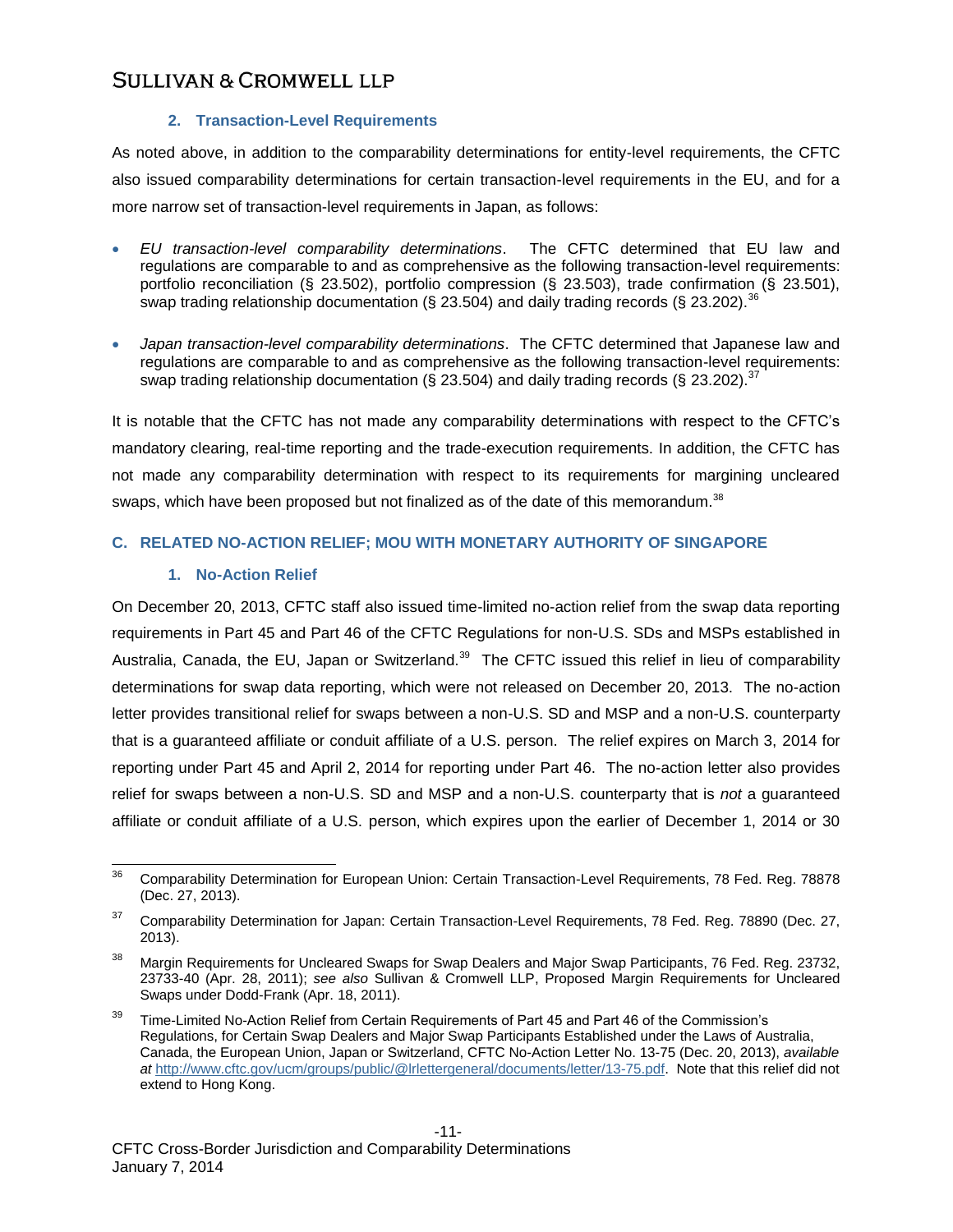### 2. Transaction-Level Requirements

As noted above, in addition to the comparability determinations for entity-level requirements, the CFTC also issued comparability determinations for certain transaction-level requirements in the EU, and for a more narrow set of transaction-level requirements in Japan, as follows:

- *EU transaction-level comparability determinations*. The CFTC determined that EU law and regulations are comparable to and as comprehensive as the following transaction-level requirements: portfolio reconciliation (§ 23.502), portfolio compression (§ 23.503), trade confirmation (§ 23.501), swap trading relationship documentation (§ 23.504) and daily trading records (§ 23.202).[36]
- *Japan transaction-level comparability determinations*. The CFTC determined that Japanese law and regulations are comparable to and as comprehensive as the following transaction-level requirements: swap trading relationship documentation (§ 23.504) and daily trading records (§ 23.202).[37]

It is notable that the CFTC has not made any comparability determinations with respect to the CFTC's mandatory clearing, real-time reporting and the trade-execution requirements. In addition, the CFTC has not made any comparability determination with respect to its requirements for margining uncleared swaps, which have been proposed but not finalized as of the date of this memorandum.[38]

## C. RELATED NO-ACTION RELIEF; MOU WITH MONETARY AUTHORITY OF SINGAPORE

### 1. No-Action Relief

On December 20, 2013, CFTC staff also issued time-limited no-action relief from the swap data reporting requirements in Part 45 and Part 46 of the CFTC Regulations for non-U.S. SDs and MSPs established in Australia, Canada, the EU, Japan or Switzerland.[39] The CFTC issued this relief in lieu of comparability determinations for swap data reporting, which were not released on December 20, 2013. The no-action letter provides transitional relief for swaps between a non-U.S. SD and MSP and a non-U.S. counterparty that is a guaranteed affiliate or conduit affiliate of a U.S. person. The relief expires on March 3, 2014 for reporting under Part 45 and April 2, 2014 for reporting under Part 46. The no-action letter also provides relief for swaps between a non-U.S. SD and MSP and a non-U.S. counterparty that is *not* a guaranteed affiliate or conduit affiliate of a U.S. person, which expires upon the earlier of December 1, 2014 or 30

---

[36] Comparability Determination for European Union: Certain Transaction-Level Requirements, 78 Fed. Reg. 78878 (Dec. 27, 2013).

[37] Comparability Determination for Japan: Certain Transaction-Level Requirements, 78 Fed. Reg. 78890 (Dec. 27, 2013).

[38] Margin Requirements for Uncleared Swaps for Swap Dealers and Major Swap Participants, 76 Fed. Reg. 23732, 23733-40 (Apr. 28, 2011); *see also* Sullivan & Cromwell LLP, Proposed Margin Requirements for Uncleared Swaps under Dodd-Frank (Apr. 18, 2011).

[39] Time-Limited No-Action Relief from Certain Requirements of Part 45 and Part 46 of the Commission's Regulations, for Certain Swap Dealers and Major Swap Participants Established under the Laws of Australia, Canada, the European Union, Japan or Switzerland, CFTC No-Action Letter No. 13-75 (Dec. 20, 2013), *available at* http://www.cftc.gov/ucm/groups/public/@lrlettergeneral/documents/letter/13-75.pdf. Note that this relief did not extend to Hong Kong.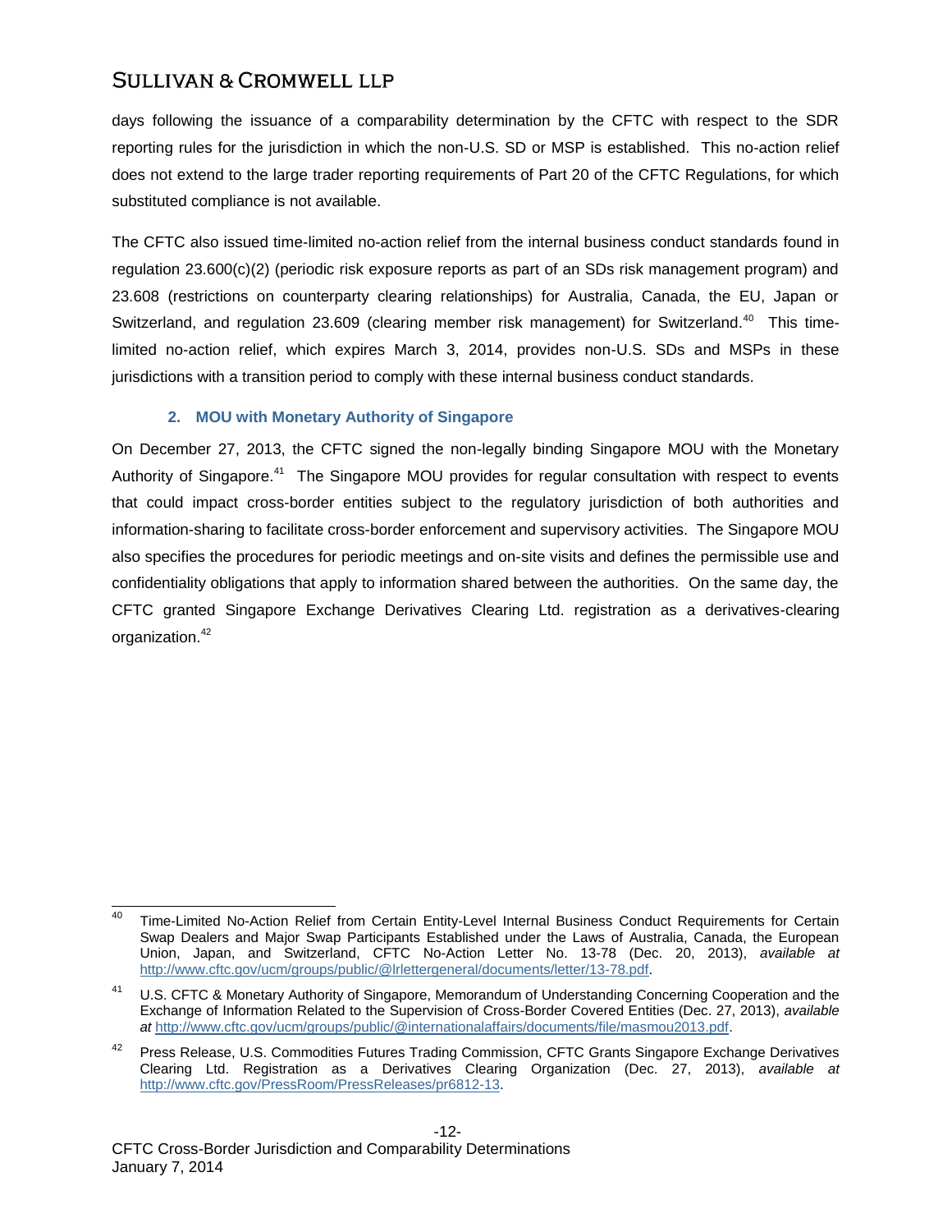days following the issuance of a comparability determination by the CFTC with respect to the SDR reporting rules for the jurisdiction in which the non-U.S. SD or MSP is established. This no-action relief does not extend to the large trader reporting requirements of Part 20 of the CFTC Regulations, for which substituted compliance is not available.

The CFTC also issued time-limited no-action relief from the internal business conduct standards found in regulation 23.600(c)(2) (periodic risk exposure reports as part of an SDs risk management program) and 23.608 (restrictions on counterparty clearing relationships) for Australia, Canada, the EU, Japan or Switzerland, and regulation 23.609 (clearing member risk management) for Switzerland.[40] This time-limited no-action relief, which expires March 3, 2014, provides non-U.S. SDs and MSPs in these jurisdictions with a transition period to comply with these internal business conduct standards.

### 2. MOU with Monetary Authority of Singapore

On December 27, 2013, the CFTC signed the non-legally binding Singapore MOU with the Monetary Authority of Singapore.[41] The Singapore MOU provides for regular consultation with respect to events that could impact cross-border entities subject to the regulatory jurisdiction of both authorities and information-sharing to facilitate cross-border enforcement and supervisory activities. The Singapore MOU also specifies the procedures for periodic meetings and on-site visits and defines the permissible use and confidentiality obligations that apply to information shared between the authorities. On the same day, the CFTC granted Singapore Exchange Derivatives Clearing Ltd. registration as a derivatives-clearing organization.[42]

---

[40] Time-Limited No-Action Relief from Certain Entity-Level Internal Business Conduct Requirements for Certain Swap Dealers and Major Swap Participants Established under the Laws of Australia, Canada, the European Union, Japan, and Switzerland, CFTC No-Action Letter No. 13-78 (Dec. 20, 2013), *available at* http://www.cftc.gov/ucm/groups/public/@lrlettergeneral/documents/letter/13-78.pdf.

[41] U.S. CFTC & Monetary Authority of Singapore, Memorandum of Understanding Concerning Cooperation and the Exchange of Information Related to the Supervision of Cross-Border Covered Entities (Dec. 27, 2013), *available at* http://www.cftc.gov/ucm/groups/public/@internationalaffairs/documents/file/masmou2013.pdf.

[42] Press Release, U.S. Commodities Futures Trading Commission, CFTC Grants Singapore Exchange Derivatives Clearing Ltd. Registration as a Derivatives Clearing Organization (Dec. 27, 2013), *available at* http://www.cftc.gov/PressRoom/PressReleases/pr6812-13.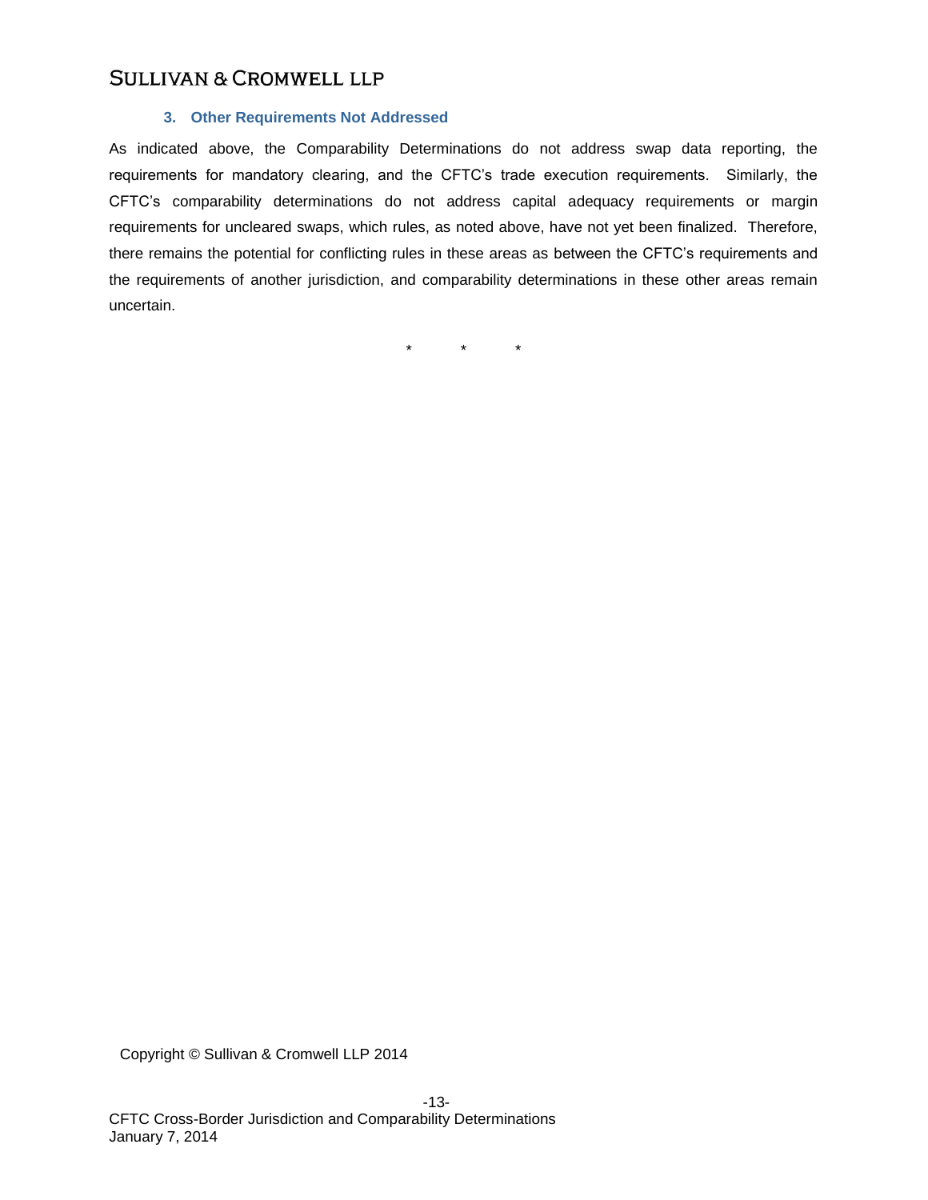### 3. Other Requirements Not Addressed

As indicated above, the Comparability Determinations do not address swap data reporting, the requirements for mandatory clearing, and the CFTC's trade execution requirements. Similarly, the CFTC's comparability determinations do not address capital adequacy requirements or margin requirements for uncleared swaps, which rules, as noted above, have not yet been finalized. Therefore, there remains the potential for conflicting rules in these areas as between the CFTC's requirements and the requirements of another jurisdiction, and comparability determinations in these other areas remain uncertain.

\* \* \*

Copyright © Sullivan & Cromwell LLP 2014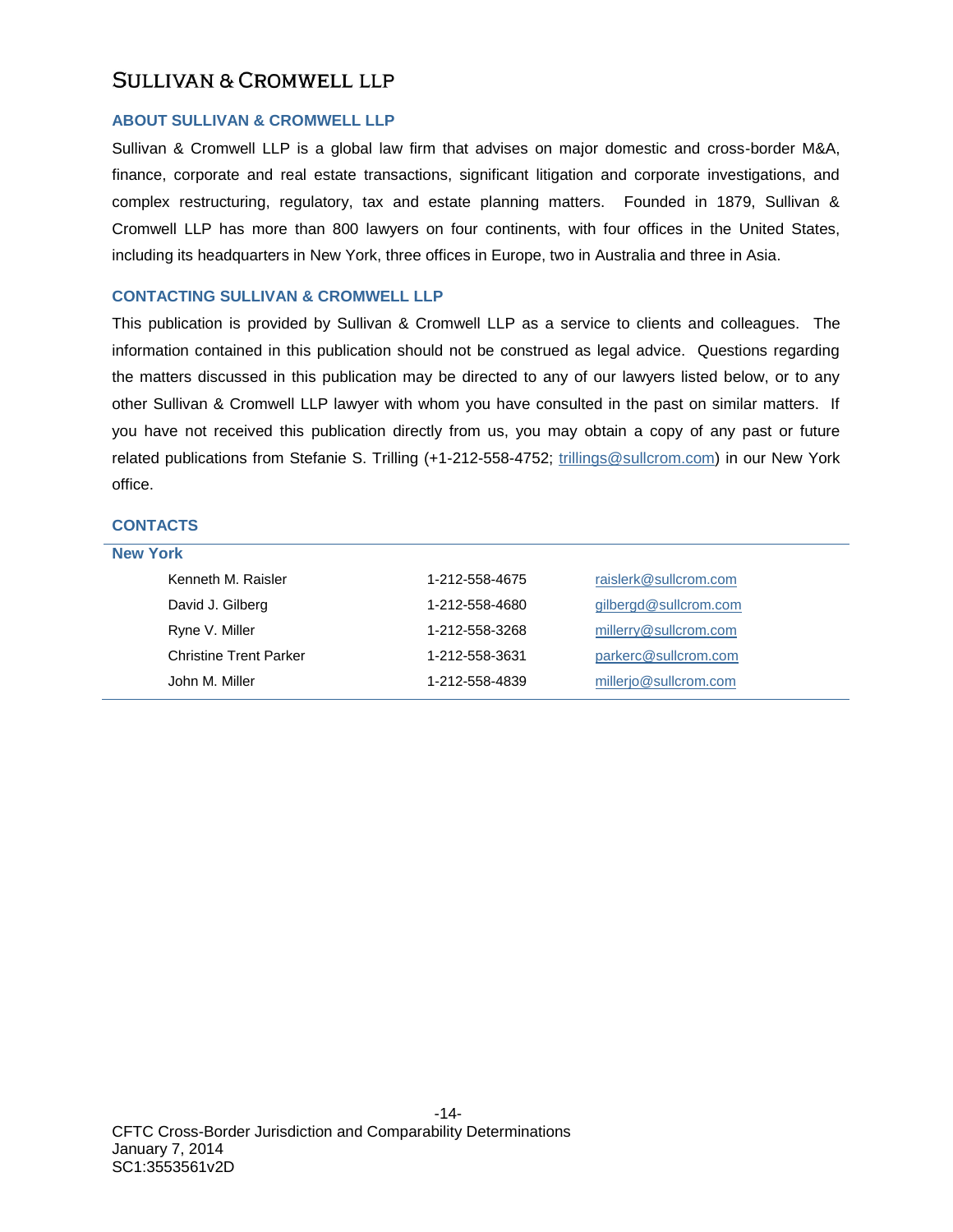# SULLIVAN & CROMWELL LLP

## ABOUT SULLIVAN & CROMWELL LLP

Sullivan & Cromwell LLP is a global law firm that advises on major domestic and cross-border M&A, finance, corporate and real estate transactions, significant litigation and corporate investigations, and complex restructuring, regulatory, tax and estate planning matters. Founded in 1879, Sullivan & Cromwell LLP has more than 800 lawyers on four continents, with four offices in the United States, including its headquarters in New York, three offices in Europe, two in Australia and three in Asia.

## CONTACTING SULLIVAN & CROMWELL LLP

This publication is provided by Sullivan & Cromwell LLP as a service to clients and colleagues. The information contained in this publication should not be construed as legal advice. Questions regarding the matters discussed in this publication may be directed to any of our lawyers listed below, or to any other Sullivan & Cromwell LLP lawyer with whom you have consulted in the past on similar matters. If you have not received this publication directly from us, you may obtain a copy of any past or future related publications from Stefanie S. Trilling (+1-212-558-4752; trillings@sullcrom.com) in our New York office.

## CONTACTS

**New York**

| | | |
|---|---|---|
| Kenneth M. Raisler | 1-212-558-4675 | raislerk@sullcrom.com |
| David J. Gilberg | 1-212-558-4680 | gilbergd@sullcrom.com |
| Ryne V. Miller | 1-212-558-3268 | millerry@sullcrom.com |
| Christine Trent Parker | 1-212-558-3631 | parkerc@sullcrom.com |
| John M. Miller | 1-212-558-4839 | millerjo@sullcrom.com |

CFTC Cross-Border Jurisdiction and Comparability Determinations
January 7, 2014
SC1:3553561v2D